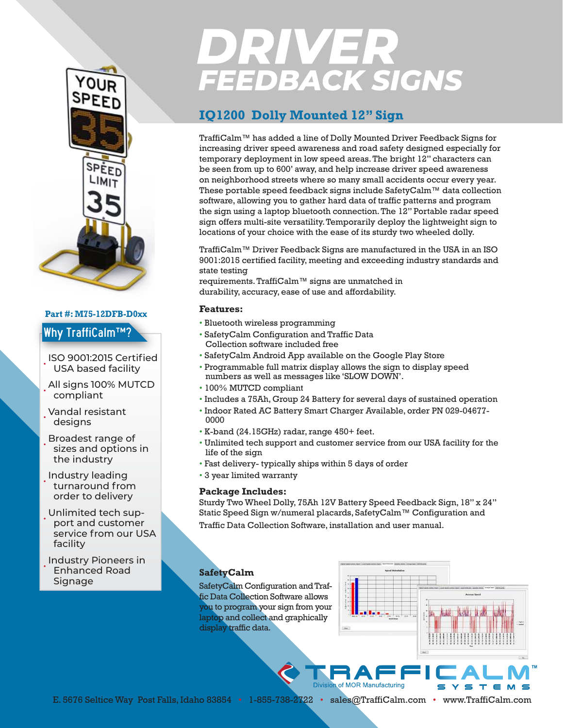# DRIVER FEEDBACK SIGNS

## IQ1200 Dolly Mounted 12" Sign

TraffiCalm™ has added a line of Dolly Mounted Driver Feedback Signs for increasing driver speed awareness and road safety designed especially for temporary deployment in low speed areas. The bright 12" characters can be seen from up to 600' away, and help increase driver speed awareness on neighborhood streets where so many small accidents occur every year. These portable speed feedback signs include SafetyCalm™ data collection software, allowing you to gather hard data of traffic patterns and program the sign using a laptop bluetooth connection. The 12" Portable radar speed sign offers multi-site versatility. Temporarily deploy the lightweight sign to locations of your choice with the ease of its sturdy two wheeled dolly.

TraffiCalm™ Driver Feedback Signs are manufactured in the USA in an ISO 9001:2015 certified facility, meeting and exceeding industry standards and state testing requirements. TraffiCalm™ signs are unmatched in durability, accuracy, ease of use and affordability.

**Part #: M75-12DFB-D0xx**

### Why TraffiCalm™?

- ISO 9001:2015 Certified USA based facility
- All signs 100% MUTCD compliant
- Vandal resistant designs
- Broadest range of sizes and options in the industry
- Industry leading turnaround from order to delivery
- Unlimited tech support and customer service from our USA facility
- Industry Pioneers in Enhanced Road Signage

### Features:

- Bluetooth wireless programming
- SafetyCalm Configuration and Traffic Data Collection software included free
- SafetyCalm Android App available on the Google Play Store
- Programmable full matrix display allows the sign to display speed numbers as well as messages like 'SLOW DOWN'.
- 100% MUTCD compliant
- Includes a 75Ah, Group 24 Battery for several days of sustained operation
- Indoor Rated AC Battery Smart Charger Available, order PN 029-04677-0000
- K-band (24.15GHz) radar, range 450+ feet.
- Unlimited tech support and customer service from our USA facility for the life of the sign
- Fast delivery- typically ships within 5 days of order
- 3 year limited warranty

### Package Includes:

Sturdy Two Wheel Dolly, 75Ah 12V Battery Speed Feedback Sign, 18" x 24" Static Speed Sign w/numeral placards, SafetyCalm™ Configuration and Traffic Data Collection Software, installation and user manual.

### SafetyCalm

SafetyCalm Configuration and Traffic Data Collection Software allows you to program your sign from your laptop and collect and graphically display traffic data.

TRAFFICALM™ SYSTEMS
Division of MOR Manufacturing

E. 5676 Seltice Way Post Falls, Idaho 83854 • 1-855-738-2722 • sales@TraffiCalm.com • www.TraffiCalm.com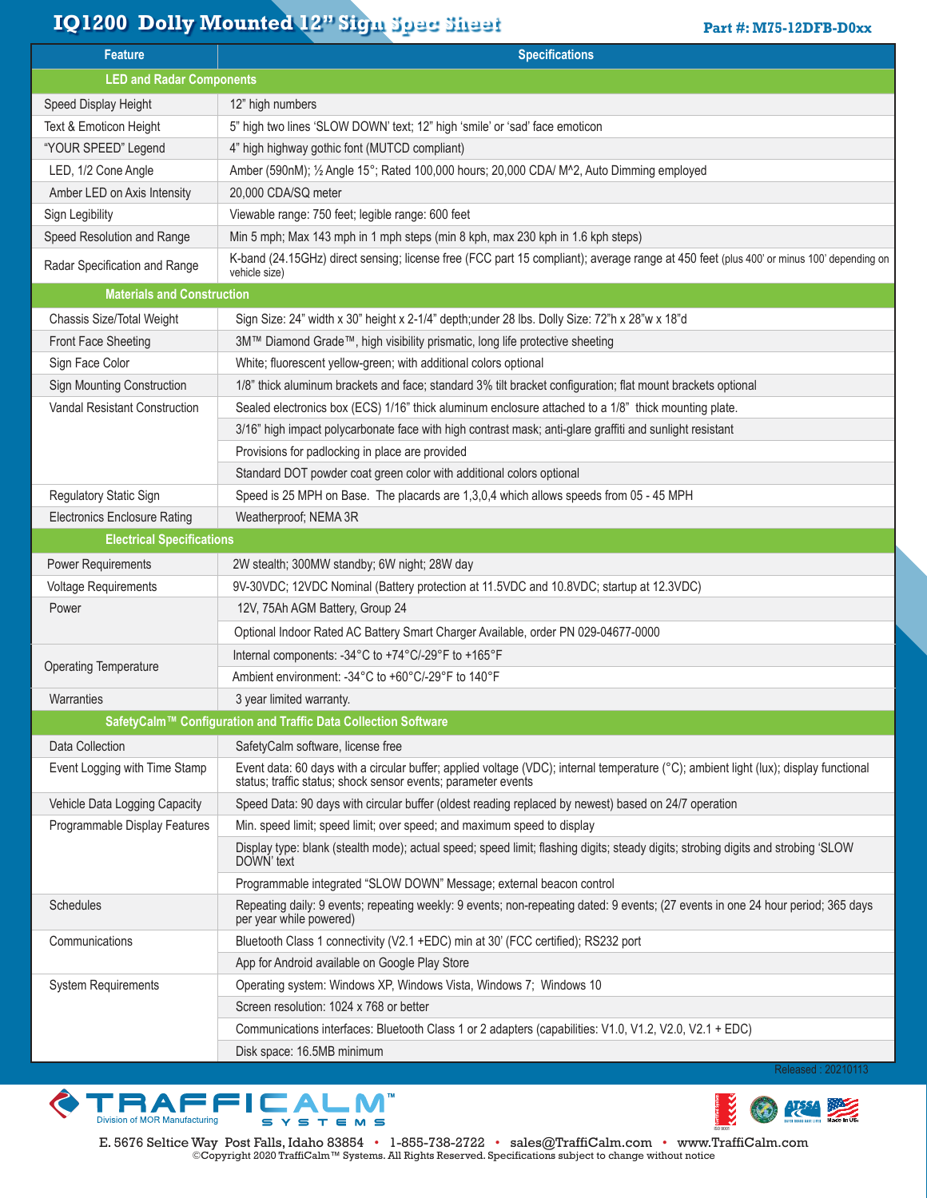# IQ1200 Dolly Mounted 12" Sign Spec Sheet

**Part #: M75-12DFB-D0xx**

| Feature | Specifications |
| --- | --- |
| **LED and Radar Components** | |
| Speed Display Height | 12" high numbers |
| Text & Emoticon Height | 5" high two lines 'SLOW DOWN' text; 12" high 'smile' or 'sad' face emoticon |
| "YOUR SPEED" Legend | 4" high highway gothic font (MUTCD compliant) |
| LED, 1/2 Cone Angle | Amber (590nM); ½ Angle 15°; Rated 100,000 hours; 20,000 CDA/ M^2, Auto Dimming employed |
| Amber LED on Axis Intensity | 20,000 CDA/SQ meter |
| Sign Legibility | Viewable range: 750 feet; legible range: 600 feet |
| Speed Resolution and Range | Min 5 mph; Max 143 mph in 1 mph steps (min 8 kph, max 230 kph in 1.6 kph steps) |
| Radar Specification and Range | K-band (24.15GHz) direct sensing; license free (FCC part 15 compliant); average range at 450 feet (plus 400' or minus 100' depending on vehicle size) |
| **Materials and Construction** | |
| Chassis Size/Total Weight | Sign Size: 24" width x 30" height x 2-1/4" depth;under 28 lbs. Dolly Size: 72"h x 28"w x 18"d |
| Front Face Sheeting | 3M™ Diamond Grade™, high visibility prismatic, long life protective sheeting |
| Sign Face Color | White; fluorescent yellow-green; with additional colors optional |
| Sign Mounting Construction | 1/8" thick aluminum brackets and face; standard 3% tilt bracket configuration; flat mount brackets optional |
| Vandal Resistant Construction | Sealed electronics box (ECS) 1/16" thick aluminum enclosure attached to a 1/8" thick mounting plate. |
| | 3/16" high impact polycarbonate face with high contrast mask; anti-glare graffiti and sunlight resistant |
| | Provisions for padlocking in place are provided |
| | Standard DOT powder coat green color with additional colors optional |
| Regulatory Static Sign | Speed is 25 MPH on Base. The placards are 1,3,0,4 which allows speeds from 05 - 45 MPH |
| Electronics Enclosure Rating | Weatherproof; NEMA 3R |
| **Electrical Specifications** | |
| Power Requirements | 2W stealth; 300MW standby; 6W night; 28W day |
| Voltage Requirements | 9V-30VDC; 12VDC Nominal (Battery protection at 11.5VDC and 10.8VDC; startup at 12.3VDC) |
| Power | 12V, 75Ah AGM Battery, Group 24 |
| | Optional Indoor Rated AC Battery Smart Charger Available, order PN 029-04677-0000 |
| Operating Temperature | Internal components: -34°C to +74°C/-29°F to +165°F |
| | Ambient environment: -34°C to +60°C/-29°F to 140°F |
| Warranties | 3 year limited warranty. |
| **SafetyCalm™ Configuration and Traffic Data Collection Software** | |
| Data Collection | SafetyCalm software, license free |
| Event Logging with Time Stamp | Event data: 60 days with a circular buffer; applied voltage (VDC); internal temperature (°C); ambient light (lux); display functional status; traffic status; shock sensor events; parameter events |
| Vehicle Data Logging Capacity | Speed Data: 90 days with circular buffer (oldest reading replaced by newest) based on 24/7 operation |
| Programmable Display Features | Min. speed limit; speed limit; over speed; and maximum speed to display |
| | Display type: blank (stealth mode); actual speed; speed limit; flashing digits; steady digits; strobing digits and strobing 'SLOW DOWN' text |
| | Programmable integrated "SLOW DOWN" Message; external beacon control |
| Schedules | Repeating daily: 9 events; repeating weekly: 9 events; non-repeating dated: 9 events; (27 events in one 24 hour period; 365 days per year while powered) |
| Communications | Bluetooth Class 1 connectivity (V2.1 +EDC) min at 30' (FCC certified); RS232 port |
| | App for Android available on Google Play Store |
| System Requirements | Operating system: Windows XP, Windows Vista, Windows 7; Windows 10 |
| | Screen resolution: 1024 x 768 or better |
| | Communications interfaces: Bluetooth Class 1 or 2 adapters (capabilities: V1.0, V1.2, V2.0, V2.1 + EDC) |
| | Disk space: 16.5MB minimum |

Released : 20210113

TRAFFICALM™ SYSTEMS
Division of MOR Manufacturing

E. 5676 Seltice Way Post Falls, Idaho 83854 • 1-855-738-2722 • sales@TraffiCalm.com • www.TraffiCalm.com

©Copyright 2020 TraffiCalm™ Systems. All Rights Reserved. Specifications subject to change without notice